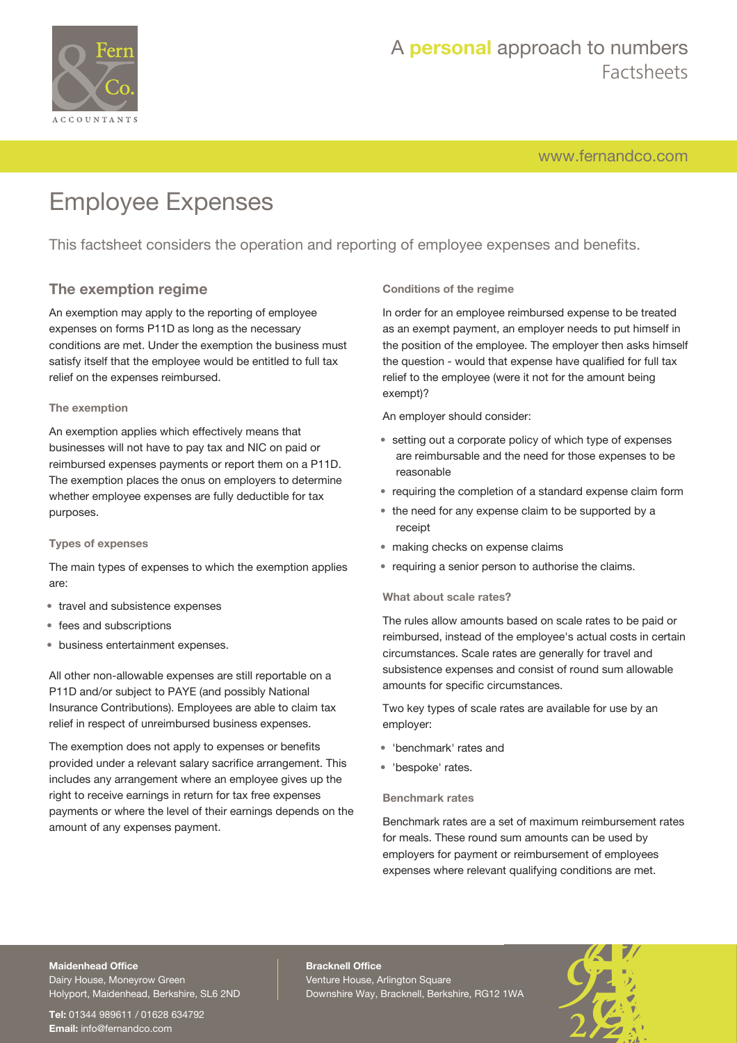# Employee Expenses

This factsheet considers the operation and reporting of employee expenses and benefits.

## The exemption regime

An exemption may apply to the reporting of employee expenses on forms P11D as long as the necessary conditions are met. Under the exemption the business must satisfy itself that the employee would be entitled to full tax relief on the expenses reimbursed.

### The exemption

An exemption applies which effectively means that businesses will not have to pay tax and NIC on paid or reimbursed expenses payments or report them on a P11D. The exemption places the onus on employers to determine whether employee expenses are fully deductible for tax purposes.

### Types of expenses

The main types of expenses to which the exemption applies are:

- travel and subsistence expenses
- fees and subscriptions
- business entertainment expenses.

All other non-allowable expenses are still reportable on a P11D and/or subject to PAYE (and possibly National Insurance Contributions). Employees are able to claim tax relief in respect of unreimbursed business expenses.

The exemption does not apply to expenses or benefits provided under a relevant salary sacrifice arrangement. This includes any arrangement where an employee gives up the right to receive earnings in return for tax free expenses payments or where the level of their earnings depends on the amount of any expenses payment.

### Conditions of the regime

In order for an employee reimbursed expense to be treated as an exempt payment, an employer needs to put himself in the position of the employee. The employer then asks himself the question - would that expense have qualified for full tax relief to the employee (were it not for the amount being exempt)?

An employer should consider:

- setting out a corporate policy of which type of expenses are reimbursable and the need for those expenses to be reasonable
- requiring the completion of a standard expense claim form
- the need for any expense claim to be supported by a receipt
- making checks on expense claims
- requiring a senior person to authorise the claims.

### What about scale rates?

The rules allow amounts based on scale rates to be paid or reimbursed, instead of the employee's actual costs in certain circumstances. Scale rates are generally for travel and subsistence expenses and consist of round sum allowable amounts for specific circumstances.

Two key types of scale rates are available for use by an employer:

- 'benchmark' rates and
- 'bespoke' rates.

### Benchmark rates

Benchmark rates are a set of maximum reimbursement rates for meals. These round sum amounts can be used by employers for payment or reimbursement of employees expenses where relevant qualifying conditions are met.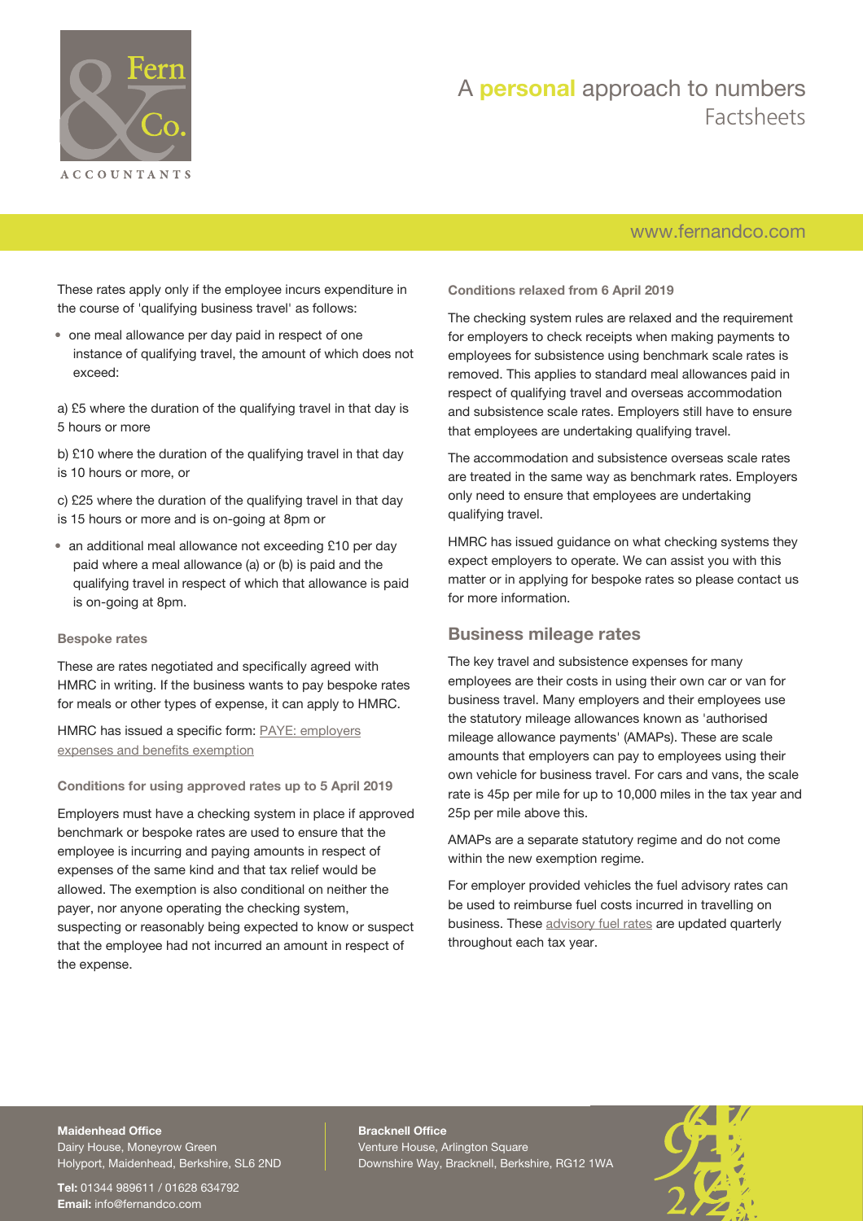These rates apply only if the employee incurs expenditure in the course of 'qualifying business travel' as follows:

- one meal allowance per day paid in respect of one instance of qualifying travel, the amount of which does not exceed:

a) £5 where the duration of the qualifying travel in that day is 5 hours or more

b) £10 where the duration of the qualifying travel in that day is 10 hours or more, or

c) £25 where the duration of the qualifying travel in that day is 15 hours or more and is on-going at 8pm or

- an additional meal allowance not exceeding £10 per day paid where a meal allowance (a) or (b) is paid and the qualifying travel in respect of which that allowance is paid is on-going at 8pm.

#### Bespoke rates

These are rates negotiated and specifically agreed with HMRC in writing. If the business wants to pay bespoke rates for meals or other types of expense, it can apply to HMRC.

HMRC has issued a specific form: PAYE: employers expenses and benefits exemption

#### Conditions for using approved rates up to 5 April 2019

Employers must have a checking system in place if approved benchmark or bespoke rates are used to ensure that the employee is incurring and paying amounts in respect of expenses of the same kind and that tax relief would be allowed. The exemption is also conditional on neither the payer, nor anyone operating the checking system, suspecting or reasonably being expected to know or suspect that the employee had not incurred an amount in respect of the expense.

#### Conditions relaxed from 6 April 2019

The checking system rules are relaxed and the requirement for employers to check receipts when making payments to employees for subsistence using benchmark scale rates is removed. This applies to standard meal allowances paid in respect of qualifying travel and overseas accommodation and subsistence scale rates. Employers still have to ensure that employees are undertaking qualifying travel.

The accommodation and subsistence overseas scale rates are treated in the same way as benchmark rates. Employers only need to ensure that employees are undertaking qualifying travel.

HMRC has issued guidance on what checking systems they expect employers to operate. We can assist you with this matter or in applying for bespoke rates so please contact us for more information.

## Business mileage rates

The key travel and subsistence expenses for many employees are their costs in using their own car or van for business travel. Many employers and their employees use the statutory mileage allowances known as 'authorised mileage allowance payments' (AMAPs). These are scale amounts that employers can pay to employees using their own vehicle for business travel. For cars and vans, the scale rate is 45p per mile for up to 10,000 miles in the tax year and 25p per mile above this.

AMAPs are a separate statutory regime and do not come within the new exemption regime.

For employer provided vehicles the fuel advisory rates can be used to reimburse fuel costs incurred in travelling on business. These advisory fuel rates are updated quarterly throughout each tax year.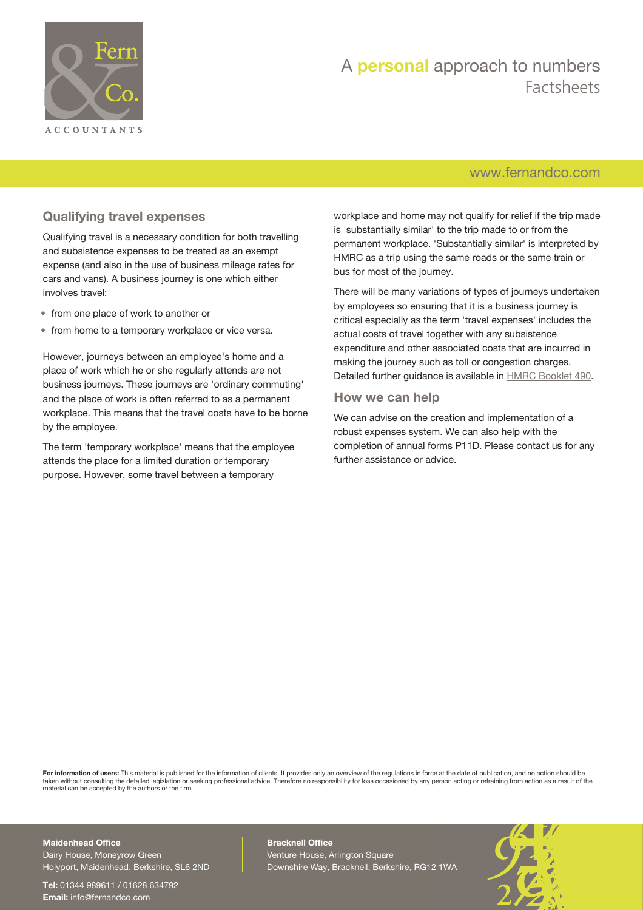## Qualifying travel expenses

Qualifying travel is a necessary condition for both travelling and subsistence expenses to be treated as an exempt expense (and also in the use of business mileage rates for cars and vans). A business journey is one which either involves travel:

- from one place of work to another or
- from home to a temporary workplace or vice versa.

However, journeys between an employee's home and a place of work which he or she regularly attends are not business journeys. These journeys are 'ordinary commuting' and the place of work is often referred to as a permanent workplace. This means that the travel costs have to be borne by the employee.

The term 'temporary workplace' means that the employee attends the place for a limited duration or temporary purpose. However, some travel between a temporary workplace and home may not qualify for relief if the trip made is 'substantially similar' to the trip made to or from the permanent workplace. 'Substantially similar' is interpreted by HMRC as a trip using the same roads or the same train or bus for most of the journey.

There will be many variations of types of journeys undertaken by employees so ensuring that it is a business journey is critical especially as the term 'travel expenses' includes the actual costs of travel together with any subsistence expenditure and other associated costs that are incurred in making the journey such as toll or congestion charges. Detailed further guidance is available in HMRC Booklet 490.

## How we can help

We can advise on the creation and implementation of a robust expenses system. We can also help with the completion of annual forms P11D. Please contact us for any further assistance or advice.

**For information of users:** This material is published for the information of clients. It provides only an overview of the regulations in force at the date of publication, and no action should be taken without consulting the detailed legislation or seeking professional advice. Therefore no responsibility for loss occasioned by any person acting or refraining from action as a result of the material can be accepted by the authors or the firm.